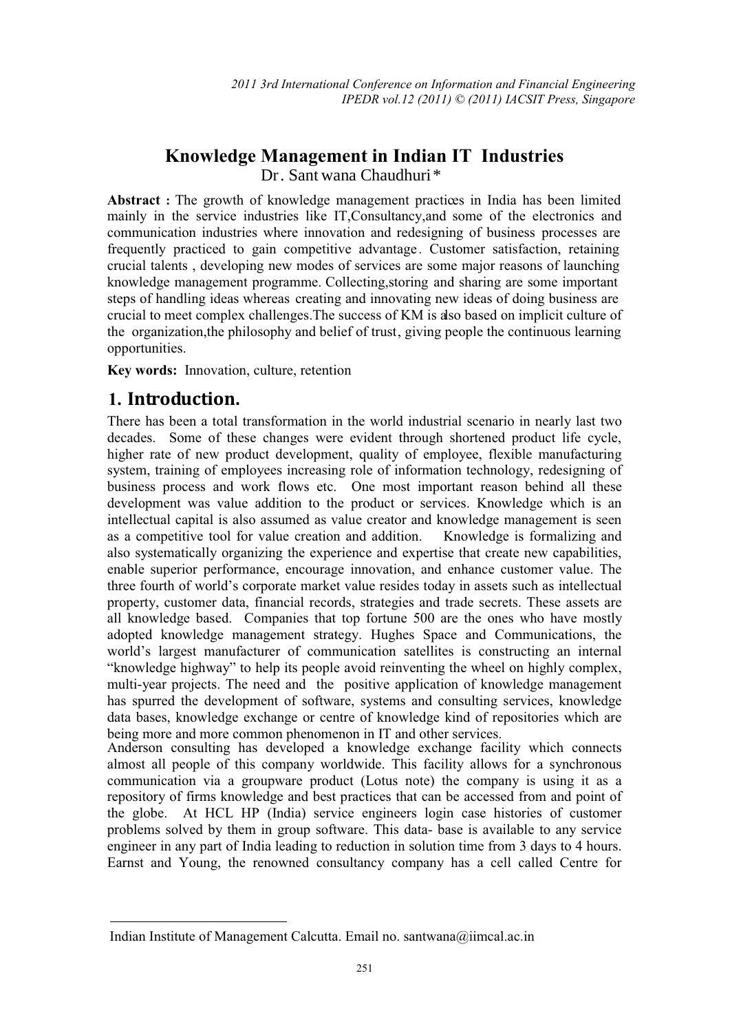# Knowledge Management in Indian IT Industries

Dr. Santwana Chaudhuri*

**Abstract :** The growth of knowledge management practices in India has been limited mainly in the service industries like IT,Consultancy,and some of the electronics and communication industries where innovation and redesigning of business processes are frequently practiced to gain competitive advantage. Customer satisfaction, retaining crucial talents , developing new modes of services are some major reasons of launching knowledge management programme. Collecting,storing and sharing are some important steps of handling ideas whereas creating and innovating new ideas of doing business are crucial to meet complex challenges.The success of KM is also based on implicit culture of the organization,the philosophy and belief of trust, giving people the continuous learning opportunities.

**Key words:** Innovation, culture, retention

## 1. Introduction.

There has been a total transformation in the world industrial scenario in nearly last two decades. Some of these changes were evident through shortened product life cycle, higher rate of new product development, quality of employee, flexible manufacturing system, training of employees increasing role of information technology, redesigning of business process and work flows etc. One most important reason behind all these development was value addition to the product or services. Knowledge which is an intellectual capital is also assumed as value creator and knowledge management is seen as a competitive tool for value creation and addition. Knowledge is formalizing and also systematically organizing the experience and expertise that create new capabilities, enable superior performance, encourage innovation, and enhance customer value. The three fourth of world's corporate market value resides today in assets such as intellectual property, customer data, financial records, strategies and trade secrets. These assets are all knowledge based. Companies that top fortune 500 are the ones who have mostly adopted knowledge management strategy. Hughes Space and Communications, the world's largest manufacturer of communication satellites is constructing an internal "knowledge highway" to help its people avoid reinventing the wheel on highly complex, multi-year projects. The need and the positive application of knowledge management has spurred the development of software, systems and consulting services, knowledge data bases, knowledge exchange or centre of knowledge kind of repositories which are being more and more common phenomenon in IT and other services.

Anderson consulting has developed a knowledge exchange facility which connects almost all people of this company worldwide. This facility allows for a synchronous communication via a groupware product (Lotus note) the company is using it as a repository of firms knowledge and best practices that can be accessed from and point of the globe. At HCL HP (India) service engineers login case histories of customer problems solved by them in group software. This data- base is available to any service engineer in any part of India leading to reduction in solution time from 3 days to 4 hours. Earnst and Young, the renowned consultancy company has a cell called Centre for

---

Indian Institute of Management Calcutta. Email no. santwana@iimcal.ac.in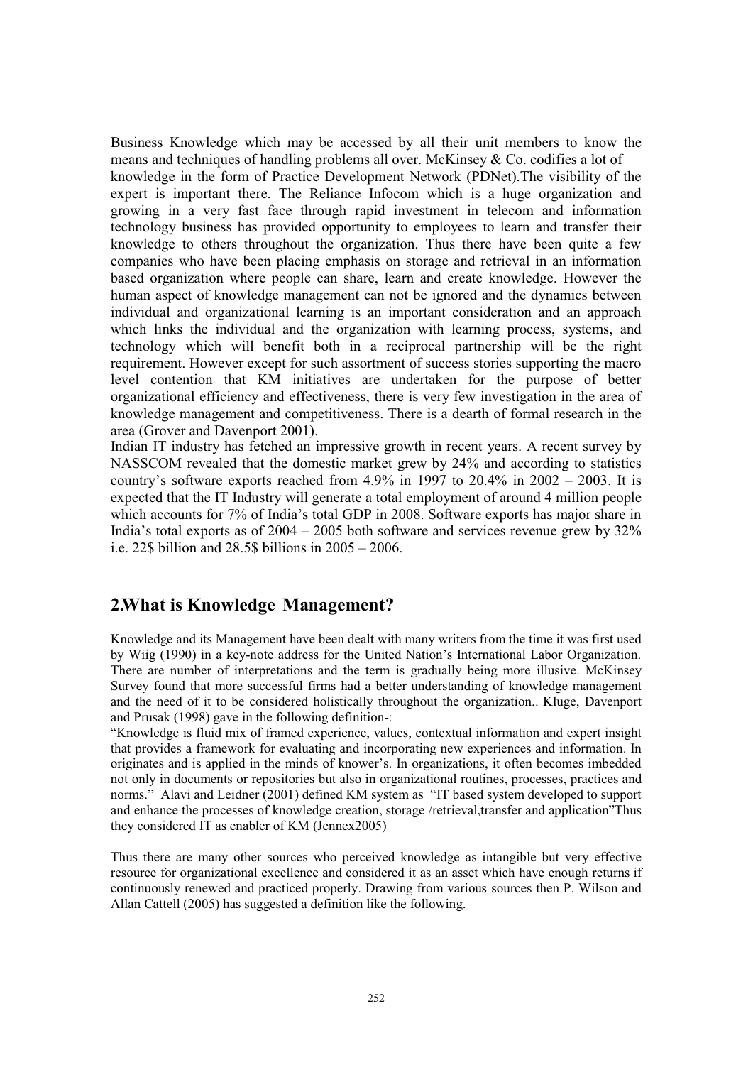Business Knowledge which may be accessed by all their unit members to know the means and techniques of handling problems all over. McKinsey & Co. codifies a lot of knowledge in the form of Practice Development Network (PDNet).The visibility of the expert is important there. The Reliance Infocom which is a huge organization and growing in a very fast face through rapid investment in telecom and information technology business has provided opportunity to employees to learn and transfer their knowledge to others throughout the organization. Thus there have been quite a few companies who have been placing emphasis on storage and retrieval in an information based organization where people can share, learn and create knowledge. However the human aspect of knowledge management can not be ignored and the dynamics between individual and organizational learning is an important consideration and an approach which links the individual and the organization with learning process, systems, and technology which will benefit both in a reciprocal partnership will be the right requirement. However except for such assortment of success stories supporting the macro level contention that KM initiatives are undertaken for the purpose of better organizational efficiency and effectiveness, there is very few investigation in the area of knowledge management and competitiveness. There is a dearth of formal research in the area (Grover and Davenport 2001).

Indian IT industry has fetched an impressive growth in recent years. A recent survey by NASSCOM revealed that the domestic market grew by 24% and according to statistics country's software exports reached from 4.9% in 1997 to 20.4% in 2002 – 2003. It is expected that the IT Industry will generate a total employment of around 4 million people which accounts for 7% of India's total GDP in 2008. Software exports has major share in India's total exports as of 2004 – 2005 both software and services revenue grew by 32% i.e. 22$ billion and 28.5$ billions in 2005 – 2006.

## 2.What is Knowledge Management?

Knowledge and its Management have been dealt with many writers from the time it was first used by Wiig (1990) in a key-note address for the United Nation's International Labor Organization. There are number of interpretations and the term is gradually being more illusive. McKinsey Survey found that more successful firms had a better understanding of knowledge management and the need of it to be considered holistically throughout the organization.. Kluge, Davenport and Prusak (1998) gave in the following definition-:

"Knowledge is fluid mix of framed experience, values, contextual information and expert insight that provides a framework for evaluating and incorporating new experiences and information. In originates and is applied in the minds of knower's. In organizations, it often becomes imbedded not only in documents or repositories but also in organizational routines, processes, practices and norms." Alavi and Leidner (2001) defined KM system as "IT based system developed to support and enhance the processes of knowledge creation, storage /retrieval,transfer and application"Thus they considered IT as enabler of KM (Jennex2005)

Thus there are many other sources who perceived knowledge as intangible but very effective resource for organizational excellence and considered it as an asset which have enough returns if continuously renewed and practiced properly. Drawing from various sources then P. Wilson and Allan Cattell (2005) has suggested a definition like the following.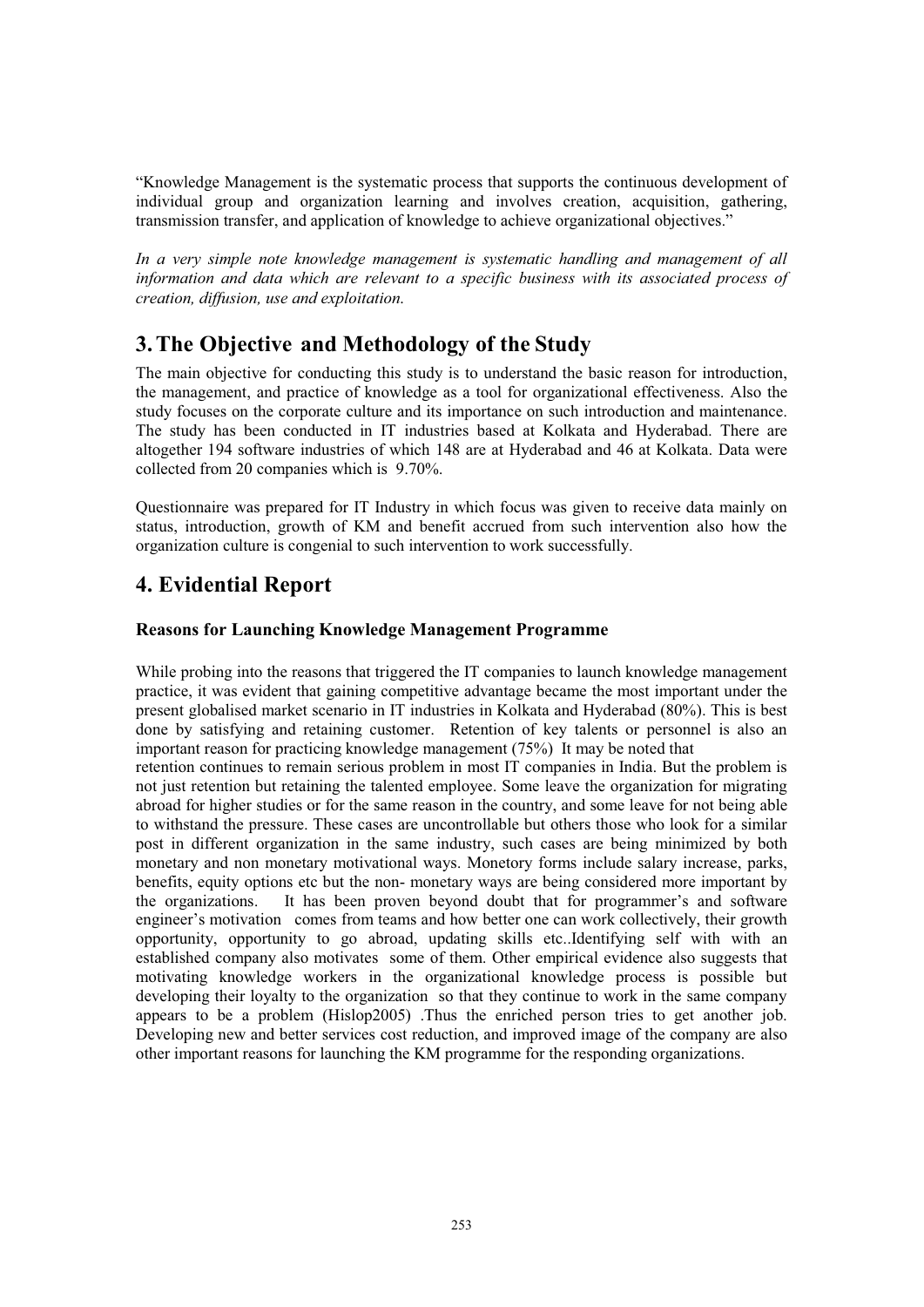"Knowledge Management is the systematic process that supports the continuous development of individual group and organization learning and involves creation, acquisition, gathering, transmission transfer, and application of knowledge to achieve organizational objectives."

*In a very simple note knowledge management is systematic handling and management of all information and data which are relevant to a specific business with its associated process of creation, diffusion, use and exploitation.*

## 3. The Objective and Methodology of the Study

The main objective for conducting this study is to understand the basic reason for introduction, the management, and practice of knowledge as a tool for organizational effectiveness. Also the study focuses on the corporate culture and its importance on such introduction and maintenance. The study has been conducted in IT industries based at Kolkata and Hyderabad. There are altogether 194 software industries of which 148 are at Hyderabad and 46 at Kolkata. Data were collected from 20 companies which is 9.70%.

Questionnaire was prepared for IT Industry in which focus was given to receive data mainly on status, introduction, growth of KM and benefit accrued from such intervention also how the organization culture is congenial to such intervention to work successfully.

## 4. Evidential Report

### Reasons for Launching Knowledge Management Programme

While probing into the reasons that triggered the IT companies to launch knowledge management practice, it was evident that gaining competitive advantage became the most important under the present globalised market scenario in IT industries in Kolkata and Hyderabad (80%). This is best done by satisfying and retaining customer. Retention of key talents or personnel is also an important reason for practicing knowledge management (75%) It may be noted that retention continues to remain serious problem in most IT companies in India. But the problem is not just retention but retaining the talented employee. Some leave the organization for migrating abroad for higher studies or for the same reason in the country, and some leave for not being able to withstand the pressure. These cases are uncontrollable but others those who look for a similar post in different organization in the same industry, such cases are being minimized by both monetary and non monetary motivational ways. Monetory forms include salary increase, parks, benefits, equity options etc but the non- monetary ways are being considered more important by the organizations. It has been proven beyond doubt that for programmer's and software engineer's motivation comes from teams and how better one can work collectively, their growth opportunity, opportunity to go abroad, updating skills etc..Identifying self with with an established company also motivates some of them. Other empirical evidence also suggests that motivating knowledge workers in the organizational knowledge process is possible but developing their loyalty to the organization so that they continue to work in the same company appears to be a problem (Hislop2005) .Thus the enriched person tries to get another job. Developing new and better services cost reduction, and improved image of the company are also other important reasons for launching the KM programme for the responding organizations.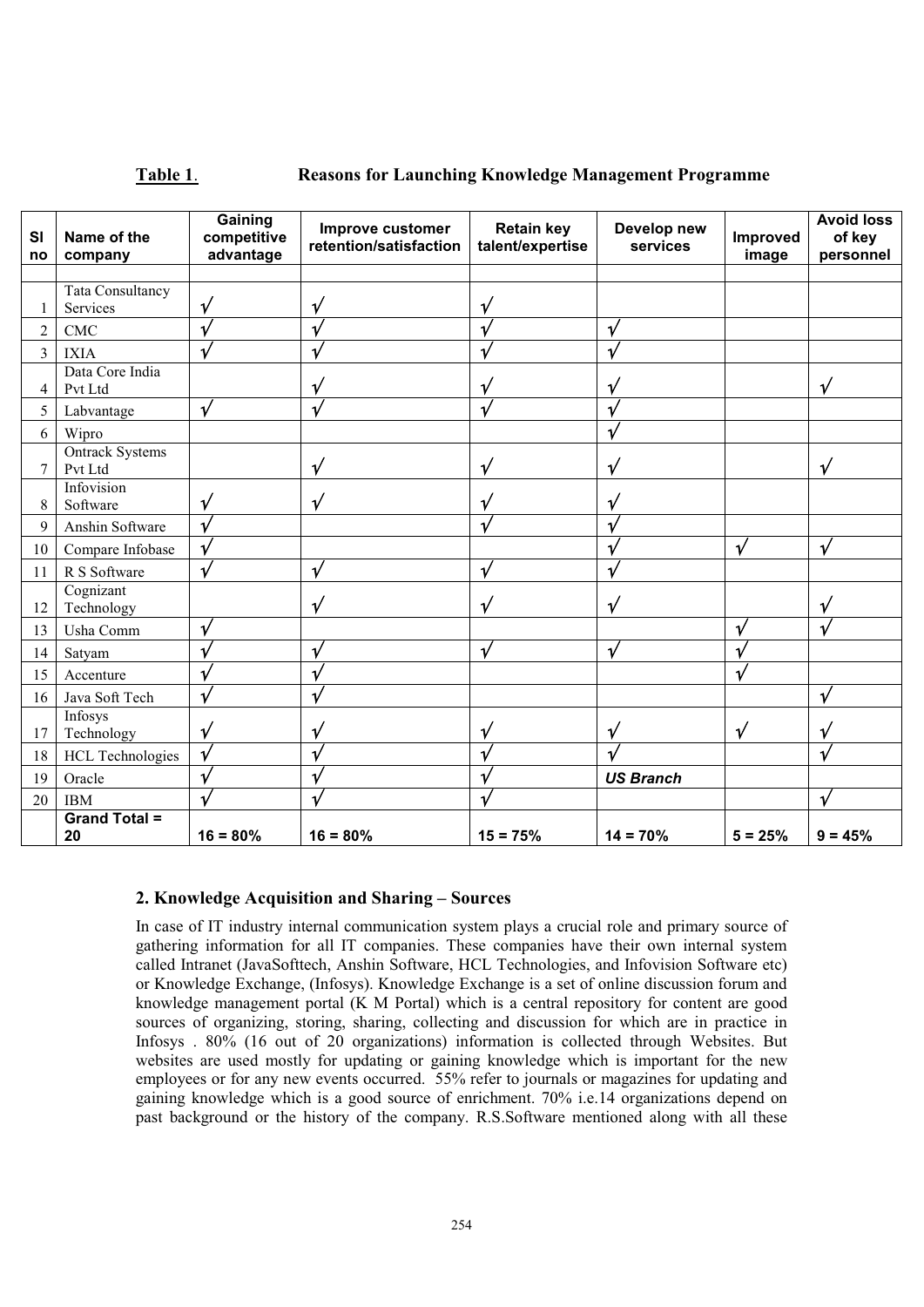**Table 1**. **Reasons for Launching Knowledge Management Programme**

| Sl no | Name of the company | Gaining competitive advantage | Improve customer retention/satisfaction | Retain key talent/expertise | Develop new services | Improved image | Avoid loss of key personnel |
|---|---|---|---|---|---|---|---|
| 1 | Tata Consultancy Services | √ | √ | √ | | | |
| 2 | CMC | √ | √ | √ | √ | | |
| 3 | IXIA | √ | √ | √ | √ | | |
| 4 | Data Core India Pvt Ltd | | √ | √ | √ | | √ |
| 5 | Labvantage | √ | √ | √ | √ | | |
| 6 | Wipro | | | | √ | | |
| 7 | Ontrack Systems Pvt Ltd | | √ | √ | √ | | √ |
| 8 | Infovision Software | √ | √ | √ | √ | | |
| 9 | Anshin Software | √ | | √ | √ | | |
| 10 | Compare Infobase | √ | | | √ | √ | √ |
| 11 | R S Software | √ | √ | √ | √ | | |
| 12 | Cognizant Technology | | √ | √ | √ | | √ |
| 13 | Usha Comm | √ | | | | √ | √ |
| 14 | Satyam | √ | √ | √ | √ | √ | |
| 15 | Accenture | √ | √ | | | √ | |
| 16 | Java Soft Tech | √ | √ | | | | √ |
| 17 | Infosys Technology | √ | √ | √ | √ | √ | √ |
| 18 | HCL Technologies | √ | √ | √ | √ | | √ |
| 19 | Oracle | √ | √ | √ | ***US Branch*** | | |
| 20 | IBM | √ | √ | √ | | | √ |
| | **Grand Total = 20** | **16 = 80%** | **16 = 80%** | **15 = 75%** | **14 = 70%** | **5 = 25%** | **9 = 45%** |

## 2. Knowledge Acquisition and Sharing – Sources

In case of IT industry internal communication system plays a crucial role and primary source of gathering information for all IT companies. These companies have their own internal system called Intranet (JavaSofttech, Anshin Software, HCL Technologies, and Infovision Software etc) or Knowledge Exchange, (Infosys). Knowledge Exchange is a set of online discussion forum and knowledge management portal (K M Portal) which is a central repository for content are good sources of organizing, storing, sharing, collecting and discussion for which are in practice in Infosys . 80% (16 out of 20 organizations) information is collected through Websites. But websites are used mostly for updating or gaining knowledge which is important for the new employees or for any new events occurred. 55% refer to journals or magazines for updating and gaining knowledge which is a good source of enrichment. 70% i.e.14 organizations depend on past background or the history of the company. R.S.Software mentioned along with all these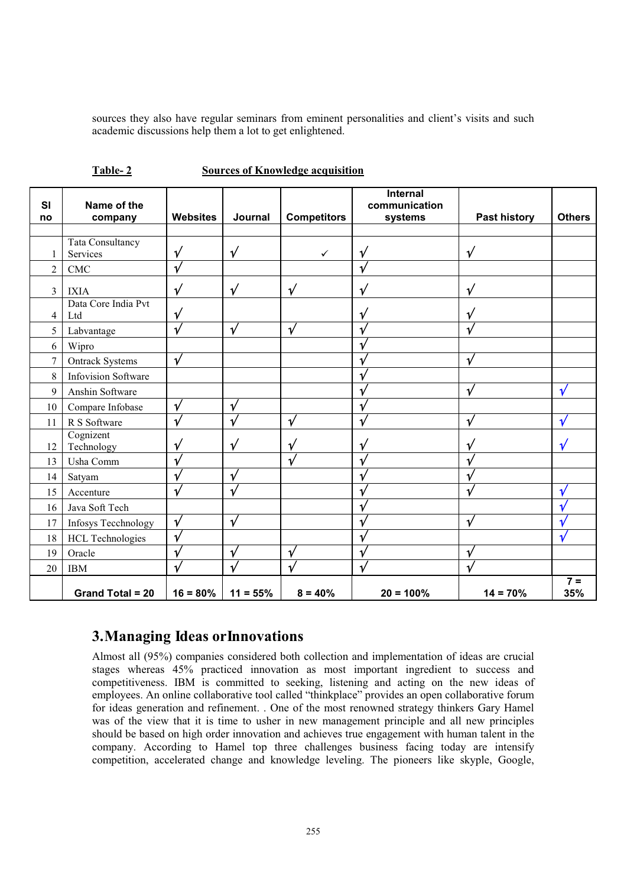sources they also have regular seminars from eminent personalities and client's visits and such academic discussions help them a lot to get enlightened.

**Table- 2** **Sources of Knowledge acquisition**

| Sl no | Name of the company | Websites | Journal | Competitors | Internal communication systems | Past history | Others |
|---|---|---|---|---|---|---|---|
| 1 | Tata Consultancy Services | √ | √ | ✓ | √ | √ | |
| 2 | CMC | √ | | | √ | | |
| 3 | IXIA | √ | √ | √ | √ | √ | |
| 4 | Data Core India Pvt Ltd | √ | | | √ | √ | |
| 5 | Labvantage | √ | √ | √ | √ | √ | |
| 6 | Wipro | | | | √ | | |
| 7 | Ontrack Systems | √ | | | √ | √ | |
| 8 | Infovision Software | | | | √ | | |
| 9 | Anshin Software | | | | √ | √ | √ |
| 10 | Compare Infobase | √ | √ | | √ | | |
| 11 | R S Software | √ | √ | √ | √ | √ | √ |
| 12 | Cognizent Technology | √ | √ | √ | √ | √ | √ |
| 13 | Usha Comm | √ | | √ | √ | √ | |
| 14 | Satyam | √ | √ | | √ | √ | |
| 15 | Accenture | √ | √ | | √ | √ | √ |
| 16 | Java Soft Tech | | | | √ | | √ |
| 17 | Infosys Tecchnology | √ | √ | | √ | √ | √ |
| 18 | HCL Technologies | √ | | | √ | | √ |
| 19 | Oracle | √ | √ | √ | √ | √ | |
| 20 | IBM | √ | √ | √ | √ | √ | |
| | **Grand Total = 20** | **16 = 80%** | **11 = 55%** | **8 = 40%** | **20 = 100%** | **14 = 70%** | **7 = 35%** |

## 3. Managing Ideas or Innovations

Almost all (95%) companies considered both collection and implementation of ideas are crucial stages whereas 45% practiced innovation as most important ingredient to success and competitiveness. IBM is committed to seeking, listening and acting on the new ideas of employees. An online collaborative tool called "thinkplace" provides an open collaborative forum for ideas generation and refinement. . One of the most renowned strategy thinkers Gary Hamel was of the view that it is time to usher in new management principle and all new principles should be based on high order innovation and achieves true engagement with human talent in the company. According to Hamel top three challenges business facing today are intensify competition, accelerated change and knowledge leveling. The pioneers like skyple, Google,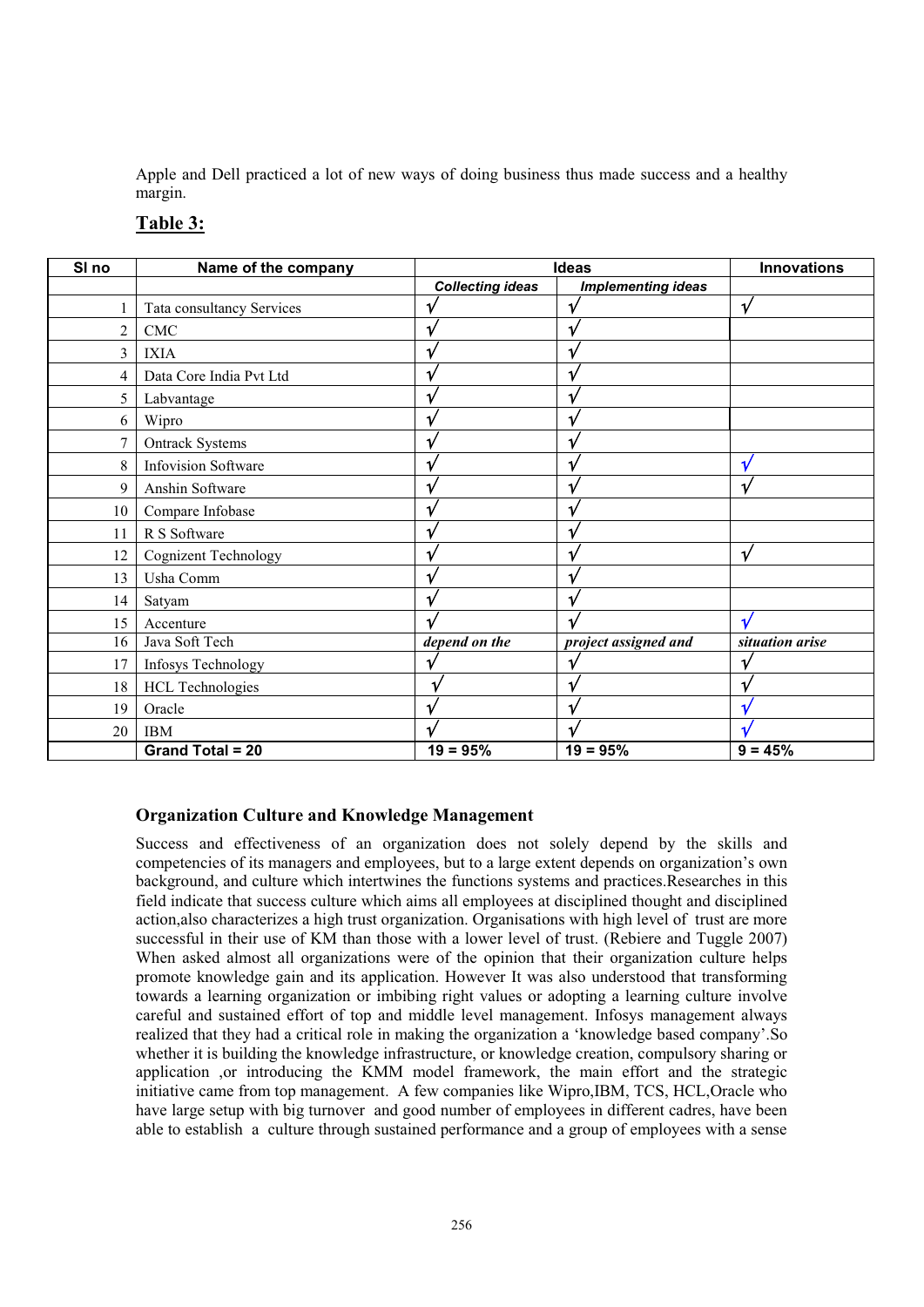Apple and Dell practiced a lot of new ways of doing business thus made success and a healthy margin.

## Table 3:

| Sl no | Name of the company | Ideas | | Innovations |
|---|---|---|---|---|
| | | *Collecting ideas* | *Implementing ideas* | |
| 1 | Tata consultancy Services | √ | √ | √ |
| 2 | CMC | √ | √ | |
| 3 | IXIA | √ | √ | |
| 4 | Data Core India Pvt Ltd | √ | √ | |
| 5 | Labvantage | √ | √ | |
| 6 | Wipro | √ | √ | |
| 7 | Ontrack Systems | √ | √ | |
| 8 | Infovision Software | √ | √ | √ |
| 9 | Anshin Software | √ | √ | √ |
| 10 | Compare Infobase | √ | √ | |
| 11 | R S Software | √ | √ | |
| 12 | Cognizent Technology | √ | √ | √ |
| 13 | Usha Comm | √ | √ | |
| 14 | Satyam | √ | √ | |
| 15 | Accenture | √ | √ | √ |
| 16 | Java Soft Tech | *depend on the* | *project assigned and* | *situation arise* |
| 17 | Infosys Technology | √ | √ | √ |
| 18 | HCL Technologies | √ | √ | √ |
| 19 | Oracle | √ | √ | √ |
| 20 | IBM | √ | √ | √ |
| | **Grand Total = 20** | **19 = 95%** | **19 = 95%** | **9 = 45%** |

### Organization Culture and Knowledge Management

Success and effectiveness of an organization does not solely depend by the skills and competencies of its managers and employees, but to a large extent depends on organization's own background, and culture which intertwines the functions systems and practices.Researches in this field indicate that success culture which aims all employees at disciplined thought and disciplined action,also characterizes a high trust organization. Organisations with high level of trust are more successful in their use of KM than those with a lower level of trust. (Rebiere and Tuggle 2007) When asked almost all organizations were of the opinion that their organization culture helps promote knowledge gain and its application. However It was also understood that transforming towards a learning organization or imbibing right values or adopting a learning culture involve careful and sustained effort of top and middle level management. Infosys management always realized that they had a critical role in making the organization a 'knowledge based company'.So whether it is building the knowledge infrastructure, or knowledge creation, compulsory sharing or application ,or introducing the KMM model framework, the main effort and the strategic initiative came from top management. A few companies like Wipro,IBM, TCS, HCL,Oracle who have large setup with big turnover and good number of employees in different cadres, have been able to establish a culture through sustained performance and a group of employees with a sense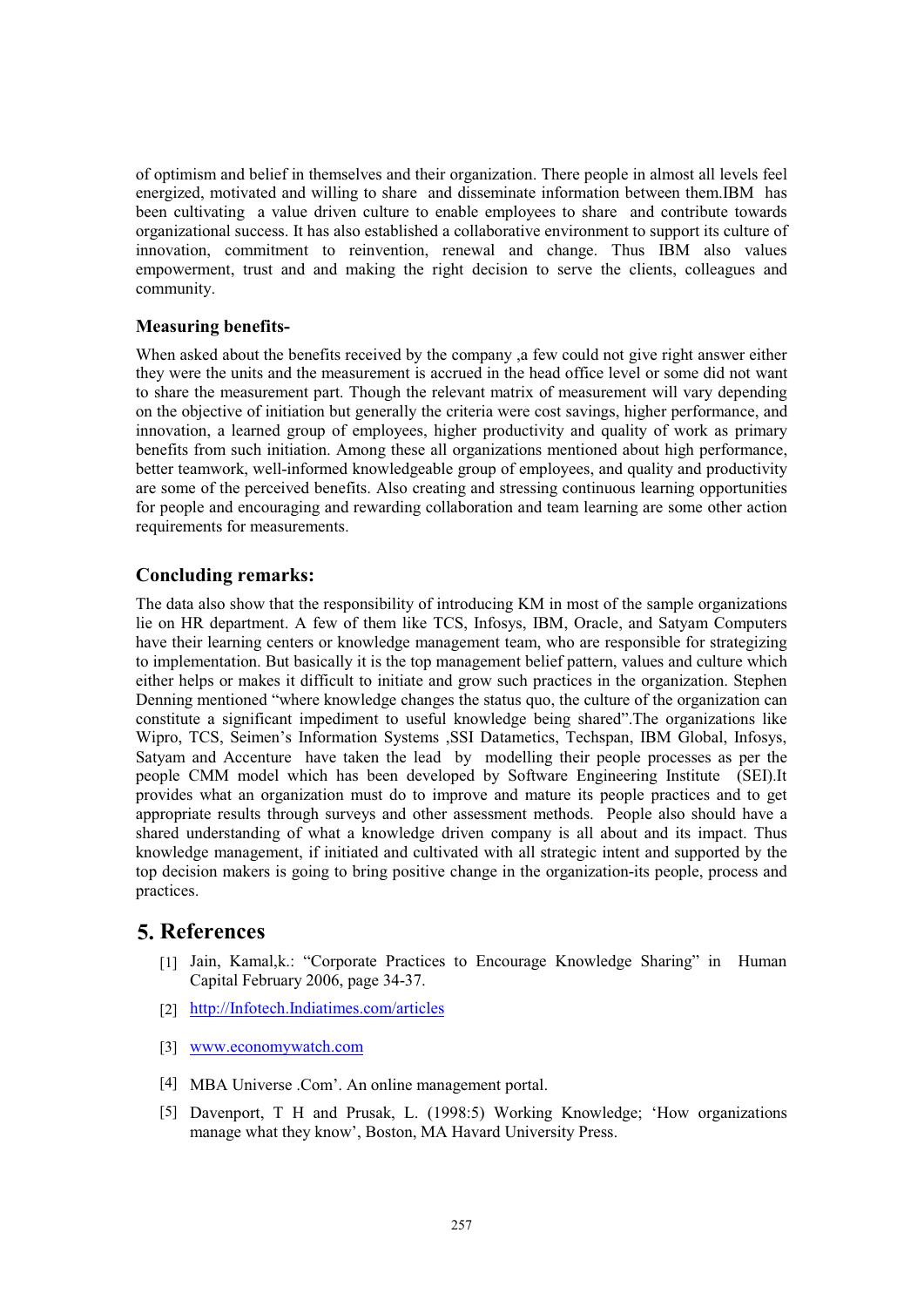of optimism and belief in themselves and their organization. There people in almost all levels feel energized, motivated and willing to share and disseminate information between them.IBM has been cultivating a value driven culture to enable employees to share and contribute towards organizational success. It has also established a collaborative environment to support its culture of innovation, commitment to reinvention, renewal and change. Thus IBM also values empowerment, trust and and making the right decision to serve the clients, colleagues and community.

### Measuring benefits-

When asked about the benefits received by the company ,a few could not give right answer either they were the units and the measurement is accrued in the head office level or some did not want to share the measurement part. Though the relevant matrix of measurement will vary depending on the objective of initiation but generally the criteria were cost savings, higher performance, and innovation, a learned group of employees, higher productivity and quality of work as primary benefits from such initiation. Among these all organizations mentioned about high performance, better teamwork, well-informed knowledgeable group of employees, and quality and productivity are some of the perceived benefits. Also creating and stressing continuous learning opportunities for people and encouraging and rewarding collaboration and team learning are some other action requirements for measurements.

### Concluding remarks:

The data also show that the responsibility of introducing KM in most of the sample organizations lie on HR department. A few of them like TCS, Infosys, IBM, Oracle, and Satyam Computers have their learning centers or knowledge management team, who are responsible for strategizing to implementation. But basically it is the top management belief pattern, values and culture which either helps or makes it difficult to initiate and grow such practices in the organization. Stephen Denning mentioned "where knowledge changes the status quo, the culture of the organization can constitute a significant impediment to useful knowledge being shared".The organizations like Wipro, TCS, Seimen's Information Systems ,SSI Datametics, Techspan, IBM Global, Infosys, Satyam and Accenture have taken the lead by modelling their people processes as per the people CMM model which has been developed by Software Engineering Institute (SEI).It provides what an organization must do to improve and mature its people practices and to get appropriate results through surveys and other assessment methods. People also should have a shared understanding of what a knowledge driven company is all about and its impact. Thus knowledge management, if initiated and cultivated with all strategic intent and supported by the top decision makers is going to bring positive change in the organization-its people, process and practices.

## 5. References

[1] Jain, Kamal,k.: "Corporate Practices to Encourage Knowledge Sharing" in Human Capital February 2006, page 34-37.

[2] http://Infotech.Indiatimes.com/articles

[3] www.economywatch.com

[4] MBA Universe .Com'. An online management portal.

[5] Davenport, T H and Prusak, L. (1998:5) Working Knowledge; 'How organizations manage what they know', Boston, MA Havard University Press.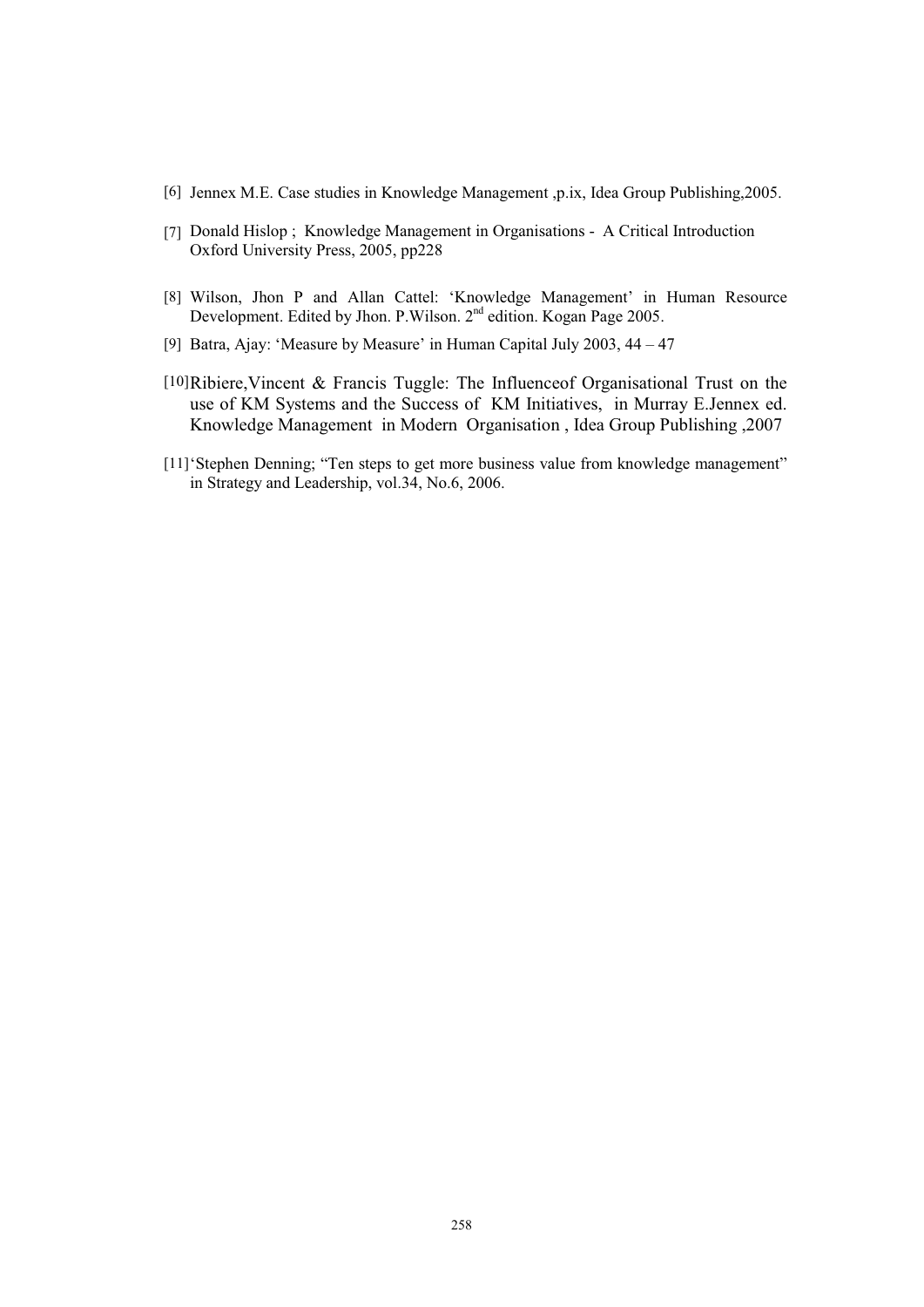[6] Jennex M.E. Case studies in Knowledge Management ,p.ix, Idea Group Publishing,2005.

[7] Donald Hislop ; Knowledge Management in Organisations - A Critical Introduction Oxford University Press, 2005, pp228

[8] Wilson, Jhon P and Allan Cattel: 'Knowledge Management' in Human Resource Development. Edited by Jhon. P.Wilson. 2nd edition. Kogan Page 2005.

[9] Batra, Ajay: 'Measure by Measure' in Human Capital July 2003, 44 – 47

[10] Ribiere,Vincent & Francis Tuggle: The Influenceof Organisational Trust on the use of KM Systems and the Success of KM Initiatives, in Murray E.Jennex ed. Knowledge Management in Modern Organisation , Idea Group Publishing ,2007

[11] 'Stephen Denning; "Ten steps to get more business value from knowledge management" in Strategy and Leadership, vol.34, No.6, 2006.